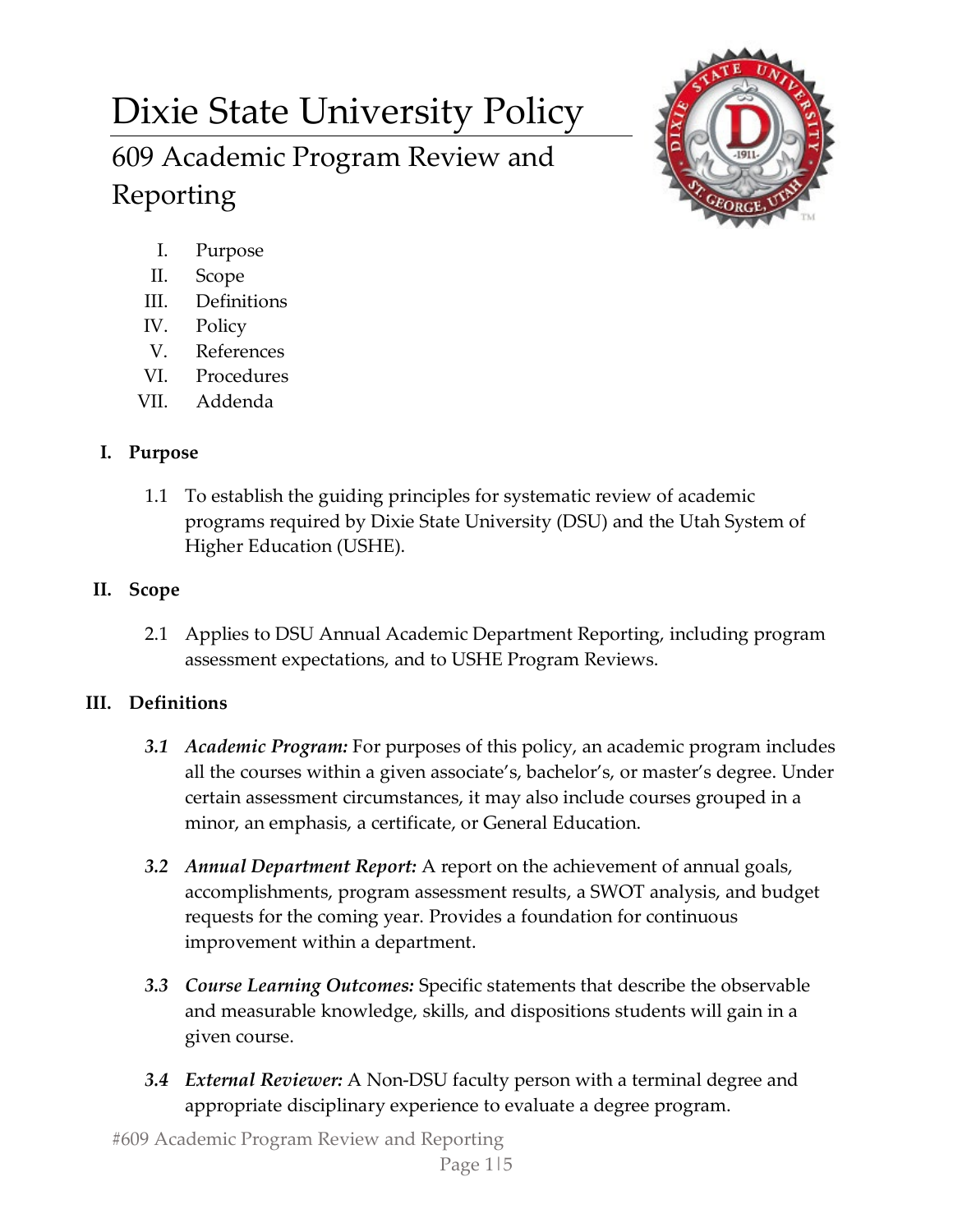# Dixie State University Policy

## 609 Academic Program Review and Reporting

I. Purpose
II. Scope
III. Definitions
IV. Policy
V. References
VI. Procedures
VII. Addenda

### I. Purpose

1.1 To establish the guiding principles for systematic review of academic programs required by Dixie State University (DSU) and the Utah System of Higher Education (USHE).

### II. Scope

2.1 Applies to DSU Annual Academic Department Reporting, including program assessment expectations, and to USHE Program Reviews.

### III. Definitions

***3.1*** ***Academic Program:*** For purposes of this policy, an academic program includes all the courses within a given associate's, bachelor's, or master's degree. Under certain assessment circumstances, it may also include courses grouped in a minor, an emphasis, a certificate, or General Education.

***3.2*** ***Annual Department Report:*** A report on the achievement of annual goals, accomplishments, program assessment results, a SWOT analysis, and budget requests for the coming year. Provides a foundation for continuous improvement within a department.

***3.3*** ***Course Learning Outcomes:*** Specific statements that describe the observable and measurable knowledge, skills, and dispositions students will gain in a given course.

***3.4*** ***External Reviewer:*** A Non-DSU faculty person with a terminal degree and appropriate disciplinary experience to evaluate a degree program.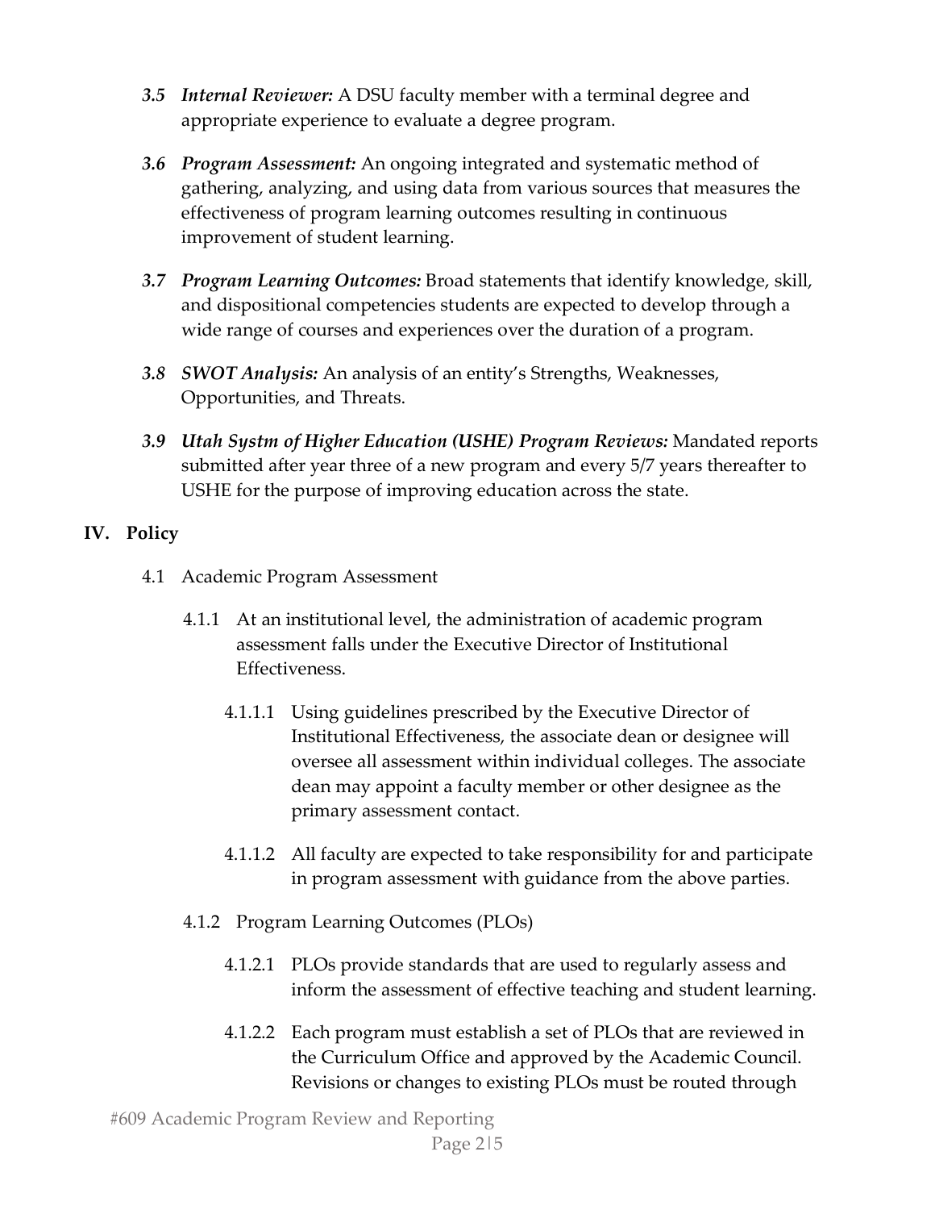***3.5 Internal Reviewer:*** A DSU faculty member with a terminal degree and appropriate experience to evaluate a degree program.

***3.6 Program Assessment:*** An ongoing integrated and systematic method of gathering, analyzing, and using data from various sources that measures the effectiveness of program learning outcomes resulting in continuous improvement of student learning.

***3.7 Program Learning Outcomes:*** Broad statements that identify knowledge, skill, and dispositional competencies students are expected to develop through a wide range of courses and experiences over the duration of a program.

***3.8 SWOT Analysis:*** An analysis of an entity's Strengths, Weaknesses, Opportunities, and Threats.

***3.9 Utah Systm of Higher Education (USHE) Program Reviews:*** Mandated reports submitted after year three of a new program and every 5/7 years thereafter to USHE for the purpose of improving education across the state.

## IV. Policy

4.1 Academic Program Assessment

4.1.1 At an institutional level, the administration of academic program assessment falls under the Executive Director of Institutional Effectiveness.

4.1.1.1 Using guidelines prescribed by the Executive Director of Institutional Effectiveness, the associate dean or designee will oversee all assessment within individual colleges. The associate dean may appoint a faculty member or other designee as the primary assessment contact.

4.1.1.2 All faculty are expected to take responsibility for and participate in program assessment with guidance from the above parties.

4.1.2 Program Learning Outcomes (PLOs)

4.1.2.1 PLOs provide standards that are used to regularly assess and inform the assessment of effective teaching and student learning.

4.1.2.2 Each program must establish a set of PLOs that are reviewed in the Curriculum Office and approved by the Academic Council. Revisions or changes to existing PLOs must be routed through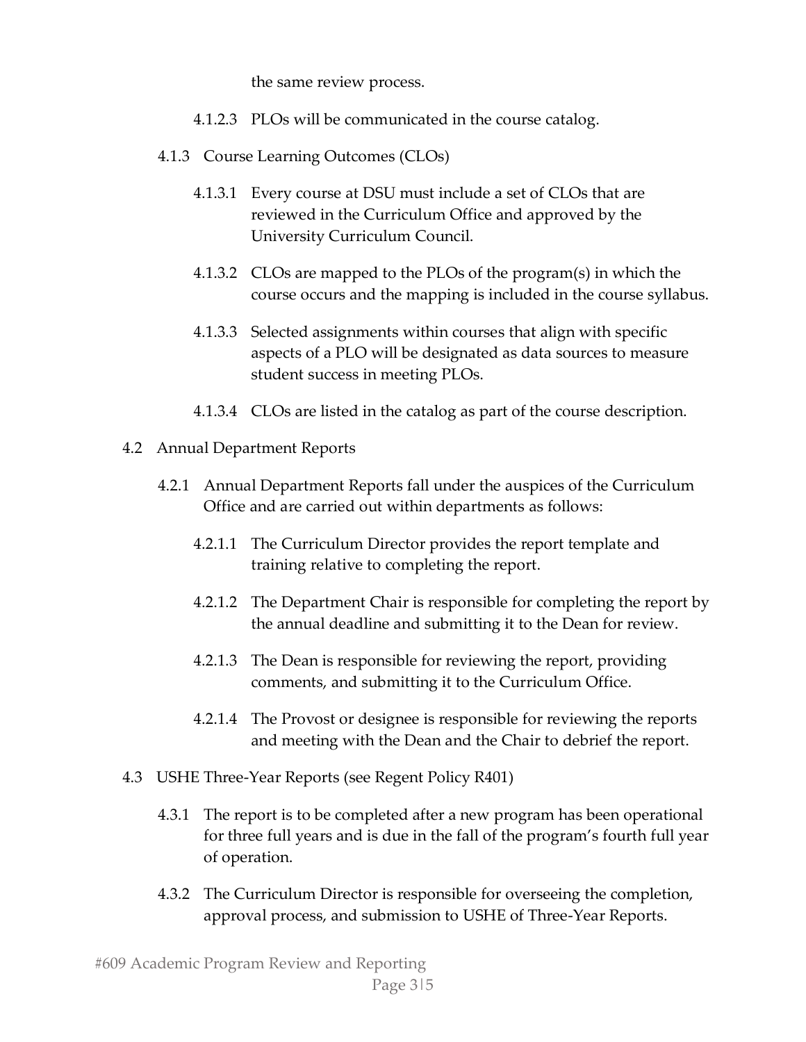the same review process.

4.1.2.3 PLOs will be communicated in the course catalog.

4.1.3 Course Learning Outcomes (CLOs)

4.1.3.1 Every course at DSU must include a set of CLOs that are reviewed in the Curriculum Office and approved by the University Curriculum Council.

4.1.3.2 CLOs are mapped to the PLOs of the program(s) in which the course occurs and the mapping is included in the course syllabus.

4.1.3.3 Selected assignments within courses that align with specific aspects of a PLO will be designated as data sources to measure student success in meeting PLOs.

4.1.3.4 CLOs are listed in the catalog as part of the course description.

4.2 Annual Department Reports

4.2.1 Annual Department Reports fall under the auspices of the Curriculum Office and are carried out within departments as follows:

4.2.1.1 The Curriculum Director provides the report template and training relative to completing the report.

4.2.1.2 The Department Chair is responsible for completing the report by the annual deadline and submitting it to the Dean for review.

4.2.1.3 The Dean is responsible for reviewing the report, providing comments, and submitting it to the Curriculum Office.

4.2.1.4 The Provost or designee is responsible for reviewing the reports and meeting with the Dean and the Chair to debrief the report.

4.3 USHE Three-Year Reports (see Regent Policy R401)

4.3.1 The report is to be completed after a new program has been operational for three full years and is due in the fall of the program's fourth full year of operation.

4.3.2 The Curriculum Director is responsible for overseeing the completion, approval process, and submission to USHE of Three-Year Reports.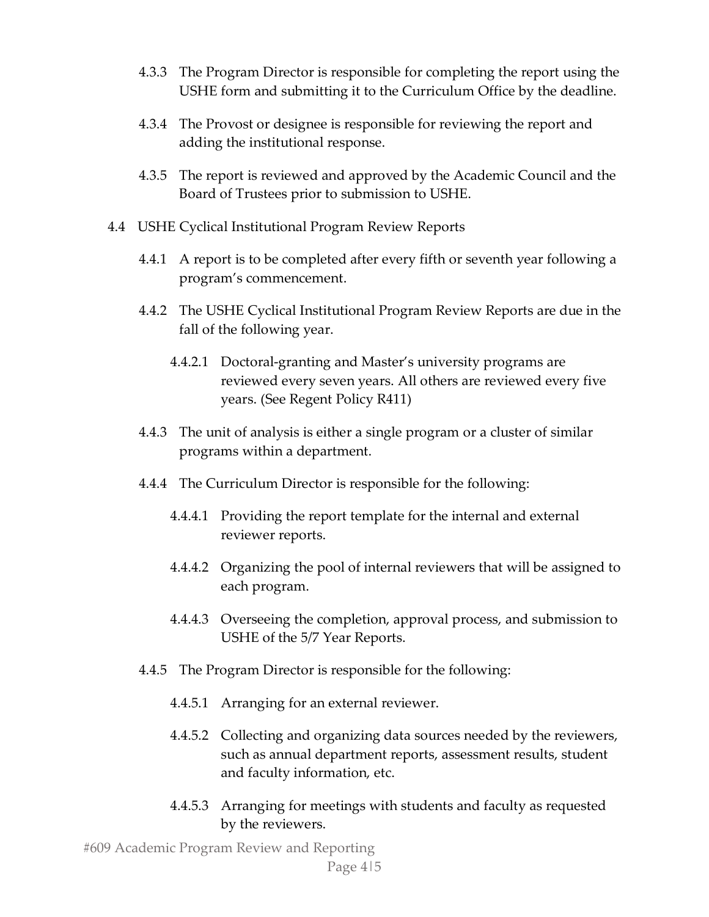4.3.3 The Program Director is responsible for completing the report using the USHE form and submitting it to the Curriculum Office by the deadline.

4.3.4 The Provost or designee is responsible for reviewing the report and adding the institutional response.

4.3.5 The report is reviewed and approved by the Academic Council and the Board of Trustees prior to submission to USHE.

4.4 USHE Cyclical Institutional Program Review Reports

4.4.1 A report is to be completed after every fifth or seventh year following a program's commencement.

4.4.2 The USHE Cyclical Institutional Program Review Reports are due in the fall of the following year.

4.4.2.1 Doctoral-granting and Master's university programs are reviewed every seven years. All others are reviewed every five years. (See Regent Policy R411)

4.4.3 The unit of analysis is either a single program or a cluster of similar programs within a department.

4.4.4 The Curriculum Director is responsible for the following:

4.4.4.1 Providing the report template for the internal and external reviewer reports.

4.4.4.2 Organizing the pool of internal reviewers that will be assigned to each program.

4.4.4.3 Overseeing the completion, approval process, and submission to USHE of the 5/7 Year Reports.

4.4.5 The Program Director is responsible for the following:

4.4.5.1 Arranging for an external reviewer.

4.4.5.2 Collecting and organizing data sources needed by the reviewers, such as annual department reports, assessment results, student and faculty information, etc.

4.4.5.3 Arranging for meetings with students and faculty as requested by the reviewers.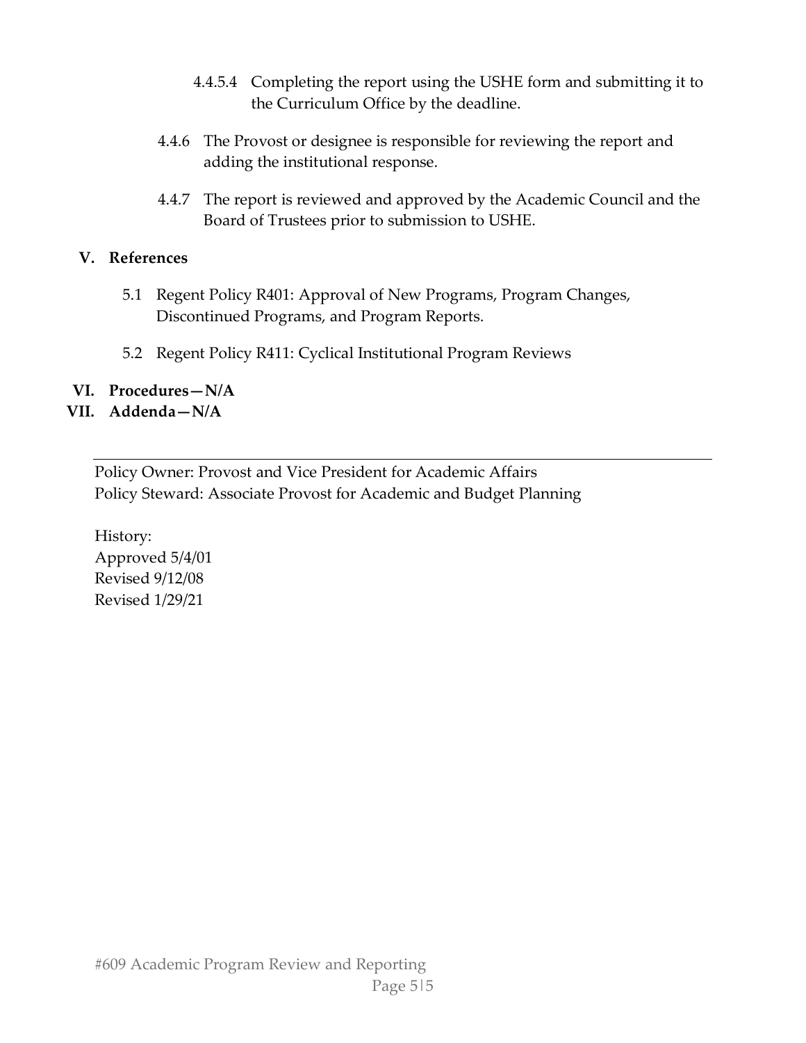4.4.5.4 Completing the report using the USHE form and submitting it to the Curriculum Office by the deadline.

4.4.6 The Provost or designee is responsible for reviewing the report and adding the institutional response.

4.4.7 The report is reviewed and approved by the Academic Council and the Board of Trustees prior to submission to USHE.

## V. References

5.1 Regent Policy R401: Approval of New Programs, Program Changes, Discontinued Programs, and Program Reports.

5.2 Regent Policy R411: Cyclical Institutional Program Reviews

## VI. Procedures—N/A

## VII. Addenda—N/A

---

Policy Owner: Provost and Vice President for Academic Affairs
Policy Steward: Associate Provost for Academic and Budget Planning

History:
Approved 5/4/01
Revised 9/12/08
Revised 1/29/21